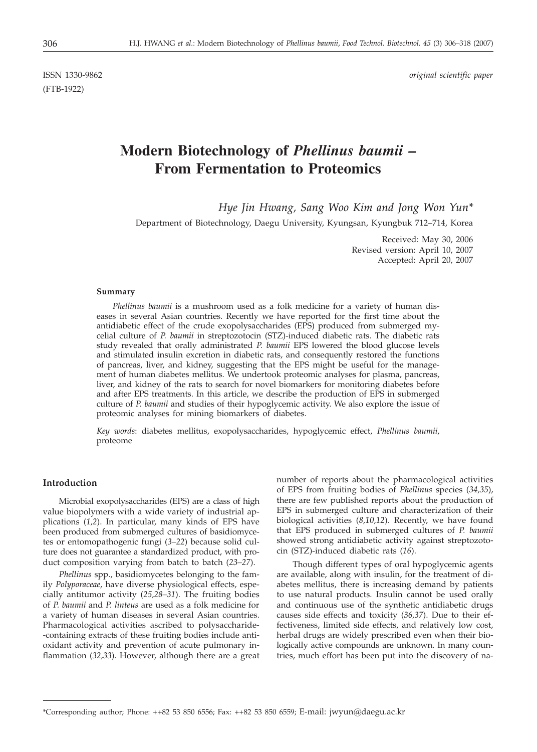ISSN 1330-9862 *original scientific paper*

(FTB-1922)

# Modern Biotechnology of *Phellinus baumii* – From Fermentation to Proteomics

*Hye Jin Hwang, Sang Woo Kim and Jong Won Yun**

Department of Biotechnology, Daegu University, Kyungsan, Kyungbuk 712–714, Korea

Received: May 30, 2006
Revised version: April 10, 2007
Accepted: April 20, 2007

### Summary

*Phellinus baumii* is a mushroom used as a folk medicine for a variety of human diseases in several Asian countries. Recently we have reported for the first time about the antidiabetic effect of the crude exopolysaccharides (EPS) produced from submerged mycelial culture of *P. baumii* in streptozotocin (STZ)-induced diabetic rats. The diabetic rats study revealed that orally administrated *P. baumii* EPS lowered the blood glucose levels and stimulated insulin excretion in diabetic rats, and consequently restored the functions of pancreas, liver, and kidney, suggesting that the EPS might be useful for the management of human diabetes mellitus. We undertook proteomic analyses for plasma, pancreas, liver, and kidney of the rats to search for novel biomarkers for monitoring diabetes before and after EPS treatments. In this article, we describe the production of EPS in submerged culture of *P. baumii* and studies of their hypoglycemic activity. We also explore the issue of proteomic analyses for mining biomarkers of diabetes.

*Key words*: diabetes mellitus, exopolysaccharides, hypoglycemic effect, *Phellinus baumii*, proteome

## Introduction

Microbial exopolysaccharides (EPS) are a class of high value biopolymers with a wide variety of industrial applications (*1,2*). In particular, many kinds of EPS have been produced from submerged cultures of basidiomycetes or entomopathogenic fungi (*3–22*) because solid culture does not guarantee a standardized product, with product composition varying from batch to batch (*23–27*).

*Phellinus* spp., basidiomycetes belonging to the family *Polyporaceae*, have diverse physiological effects, especially antitumor activity (*25,28–31*). The fruiting bodies of *P. baumii* and *P. linteus* are used as a folk medicine for a variety of human diseases in several Asian countries. Pharmacological activities ascribed to polysaccharide-containing extracts of these fruiting bodies include antioxidant activity and prevention of acute pulmonary inflammation (*32,33*). However, although there are a great number of reports about the pharmacological activities of EPS from fruiting bodies of *Phellinus* species (*34,35*), there are few published reports about the production of EPS in submerged culture and characterization of their biological activities (*8,10,12*). Recently, we have found that EPS produced in submerged cultures of *P. baumii* showed strong antidiabetic activity against streptozotocin (STZ)-induced diabetic rats (*16*).

Though different types of oral hypoglycemic agents are available, along with insulin, for the treatment of diabetes mellitus, there is increasing demand by patients to use natural products. Insulin cannot be used orally and continuous use of the synthetic antidiabetic drugs causes side effects and toxicity (*36,37*). Due to their effectiveness, limited side effects, and relatively low cost, herbal drugs are widely prescribed even when their biologically active compounds are unknown. In many countries, much effort has been put into the discovery of na-

*Corresponding author; Phone: ++82 53 850 6556; Fax: ++82 53 850 6559; E-mail: jwyun@daegu.ac.kr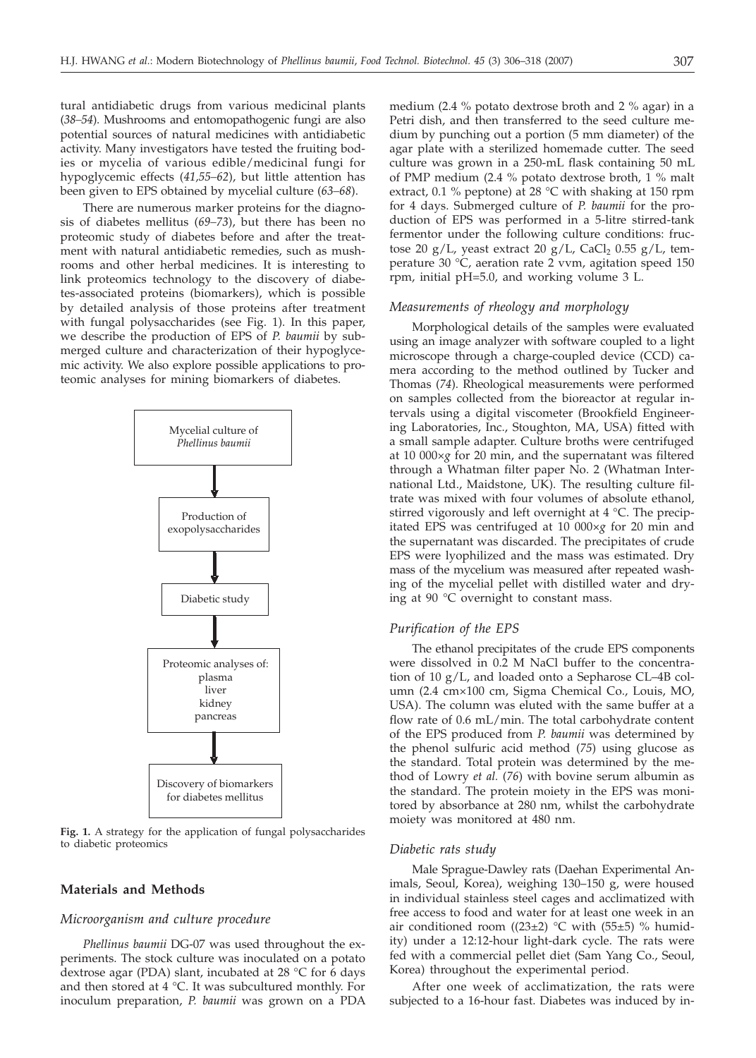tural antidiabetic drugs from various medicinal plants (*38–54*). Mushrooms and entomopathogenic fungi are also potential sources of natural medicines with antidiabetic activity. Many investigators have tested the fruiting bodies or mycelia of various edible/medicinal fungi for hypoglycemic effects (*41,55–62*), but little attention has been given to EPS obtained by mycelial culture (*63–68*).

There are numerous marker proteins for the diagnosis of diabetes mellitus (*69–73*), but there has been no proteomic study of diabetes before and after the treatment with natural antidiabetic remedies, such as mushrooms and other herbal medicines. It is interesting to link proteomics technology to the discovery of diabetes-associated proteins (biomarkers), which is possible by detailed analysis of those proteins after treatment with fungal polysaccharides (see Fig. 1). In this paper, we describe the production of EPS of *P. baumii* by submerged culture and characterization of their hypoglycemic activity. We also explore possible applications to proteomic analyses for mining biomarkers of diabetes.

Mycelial culture of *Phellinus baumii*

Production of exopolysaccharides

Diabetic study

Proteomic analyses of: plasma liver kidney pancreas

Discovery of biomarkers for diabetes mellitus

**Fig. 1.** A strategy for the application of fungal polysaccharides to diabetic proteomics

## Materials and Methods

### *Microorganism and culture procedure*

*Phellinus baumii* DG-07 was used throughout the experiments. The stock culture was inoculated on a potato dextrose agar (PDA) slant, incubated at 28 °C for 6 days and then stored at 4 °C. It was subcultured monthly. For inoculum preparation, *P. baumii* was grown on a PDA medium (2.4 % potato dextrose broth and 2 % agar) in a Petri dish, and then transferred to the seed culture medium by punching out a portion (5 mm diameter) of the agar plate with a sterilized homemade cutter. The seed culture was grown in a 250-mL flask containing 50 mL of PMP medium (2.4 % potato dextrose broth, 1 % malt extract, 0.1 % peptone) at 28 °C with shaking at 150 rpm for 4 days. Submerged culture of *P. baumii* for the production of EPS was performed in a 5-litre stirred-tank fermentor under the following culture conditions: fructose 20 g/L, yeast extract 20 g/L, $CaCl_2$ 0.55 g/L, temperature 30 °C, aeration rate 2 vvm, agitation speed 150 rpm, initial pH=5.0, and working volume 3 L.

### *Measurements of rheology and morphology*

Morphological details of the samples were evaluated using an image analyzer with software coupled to a light microscope through a charge-coupled device (CCD) camera according to the method outlined by Tucker and Thomas (*74*). Rheological measurements were performed on samples collected from the bioreactor at regular intervals using a digital viscometer (Brookfield Engineering Laboratories, Inc., Stoughton, MA, USA) fitted with a small sample adapter. Culture broths were centrifuged at 10 000×*g* for 20 min, and the supernatant was filtered through a Whatman filter paper No. 2 (Whatman International Ltd., Maidstone, UK). The resulting culture filtrate was mixed with four volumes of absolute ethanol, stirred vigorously and left overnight at 4 °C. The precipitated EPS was centrifuged at 10 000×*g* for 20 min and the supernatant was discarded. The precipitates of crude EPS were lyophilized and the mass was estimated. Dry mass of the mycelium was measured after repeated washing of the mycelial pellet with distilled water and drying at 90 °C overnight to constant mass.

### *Purification of the EPS*

The ethanol precipitates of the crude EPS components were dissolved in 0.2 M NaCl buffer to the concentration of 10 g/L, and loaded onto a Sepharose CL–4B column (2.4 cm×100 cm, Sigma Chemical Co., Louis, MO, USA). The column was eluted with the same buffer at a flow rate of 0.6 mL/min. The total carbohydrate content of the EPS produced from *P. baumii* was determined by the phenol sulfuric acid method (*75*) using glucose as the standard. Total protein was determined by the method of Lowry *et al.* (*76*) with bovine serum albumin as the standard. The protein moiety in the EPS was monitored by absorbance at 280 nm, whilst the carbohydrate moiety was monitored at 480 nm.

### *Diabetic rats study*

Male Sprague-Dawley rats (Daehan Experimental Animals, Seoul, Korea), weighing 130–150 g, were housed in individual stainless steel cages and acclimatized with free access to food and water for at least one week in an air conditioned room ((23±2) °C with (55±5) % humidity) under a 12:12-hour light-dark cycle. The rats were fed with a commercial pellet diet (Sam Yang Co., Seoul, Korea) throughout the experimental period.

After one week of acclimatization, the rats were subjected to a 16-hour fast. Diabetes was induced by in-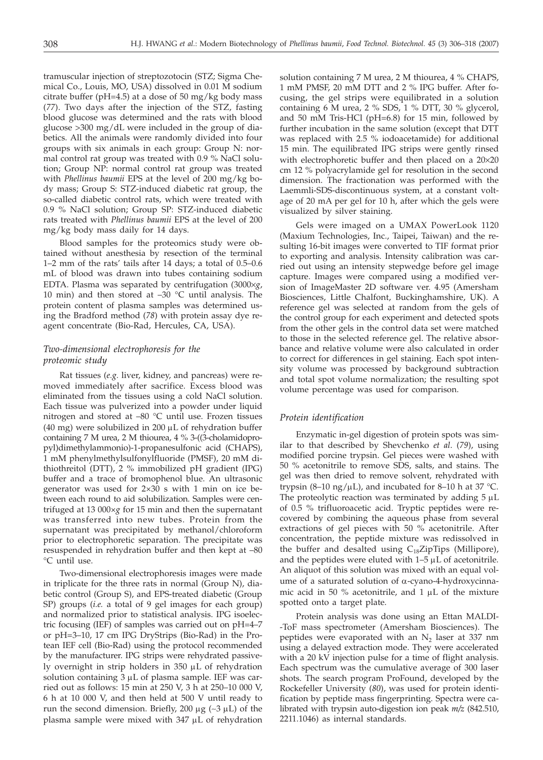tramuscular injection of streptozotocin (STZ; Sigma Chemical Co., Louis, MO, USA) dissolved in 0.01 M sodium citrate buffer (pH=4.5) at a dose of 50 mg/kg body mass (*77*). Two days after the injection of the STZ, fasting blood glucose was determined and the rats with blood glucose >300 mg/dL were included in the group of diabetics. All the animals were randomly divided into four groups with six animals in each group: Group N: normal control rat group was treated with 0.9 % NaCl solution; Group NP: normal control rat group was treated with *Phellinus baumii* EPS at the level of 200 mg/kg body mass; Group S: STZ-induced diabetic rat group, the so-called diabetic control rats, which were treated with 0.9 % NaCl solution; Group SP: STZ-induced diabetic rats treated with *Phellinus baumii* EPS at the level of 200 mg/kg body mass daily for 14 days.

Blood samples for the proteomics study were obtained without anesthesia by resection of the terminal 1–2 mm of the rats' tails after 14 days; a total of 0.5–0.6 mL of blood was drawn into tubes containing sodium EDTA. Plasma was separated by centrifugation (3000×*g*, 10 min) and then stored at –30 °C until analysis. The protein content of plasma samples was determined using the Bradford method (*78*) with protein assay dye reagent concentrate (Bio-Rad, Hercules, CA, USA).

### *Two-dimensional electrophoresis for the proteomic study*

Rat tissues (*e.g.* liver, kidney, and pancreas) were removed immediately after sacrifice. Excess blood was eliminated from the tissues using a cold NaCl solution. Each tissue was pulverized into a powder under liquid nitrogen and stored at –80 °C until use. Frozen tissues (40 mg) were solubilized in 200 μL of rehydration buffer containing 7 M urea, 2 M thiourea, 4 % 3-((3-cholamidopropyl)dimethylammonio)-1-propanesulfonic acid (CHAPS), 1 mM phenylmethylsulfonylfluoride (PMSF), 20 mM dithiothreitol (DTT), 2 % immobilized pH gradient (IPG) buffer and a trace of bromophenol blue. An ultrasonic generator was used for 2×30 s with 1 min on ice between each round to aid solubilization. Samples were centrifuged at 13 000×*g* for 15 min and then the supernatant was transferred into new tubes. Protein from the supernatant was precipitated by methanol/chloroform prior to electrophoretic separation. The precipitate was resuspended in rehydration buffer and then kept at –80 °C until use.

Two-dimensional electrophoresis images were made in triplicate for the three rats in normal (Group N), diabetic control (Group S), and EPS-treated diabetic (Group SP) groups (*i.e.* a total of 9 gel images for each group) and normalized prior to statistical analysis. IPG isoelectric focusing (IEF) of samples was carried out on pH=4–7 or pH=3–10, 17 cm IPG DryStrips (Bio-Rad) in the Protean IEF cell (Bio-Rad) using the protocol recommended by the manufacturer. IPG strips were rehydrated passively overnight in strip holders in 350 μL of rehydration solution containing 3 μL of plasma sample. IEF was carried out as follows: 15 min at 250 V, 3 h at 250–10 000 V, 6 h at 10 000 V, and then held at 500 V until ready to run the second dimension. Briefly, 200 μg (~3 μL) of the plasma sample were mixed with 347 μL of rehydration solution containing 7 M urea, 2 M thiourea, 4 % CHAPS, 1 mM PMSF, 20 mM DTT and 2 % IPG buffer. After focusing, the gel strips were equilibrated in a solution containing 6 M urea, 2 % SDS, 1 % DTT, 30 % glycerol, and 50 mM Tris-HCl (pH=6.8) for 15 min, followed by further incubation in the same solution (except that DTT was replaced with 2.5 % iodoacetamide) for additional 15 min. The equilibrated IPG strips were gently rinsed with electrophoretic buffer and then placed on a 20×20 cm 12 % polyacrylamide gel for resolution in the second dimension. The fractionation was performed with the Laemmli-SDS-discontinuous system, at a constant voltage of 20 mA per gel for 10 h, after which the gels were visualized by silver staining.

Gels were imaged on a UMAX PowerLook 1120 (Maxium Technologies, Inc., Taipei, Taiwan) and the resulting 16-bit images were converted to TIF format prior to exporting and analysis. Intensity calibration was carried out using an intensity stepwedge before gel image capture. Images were compared using a modified version of ImageMaster 2D software ver. 4.95 (Amersham Biosciences, Little Chalfont, Buckinghamshire, UK). A reference gel was selected at random from the gels of the control group for each experiment and detected spots from the other gels in the control data set were matched to those in the selected reference gel. The relative absorbance and relative volume were also calculated in order to correct for differences in gel staining. Each spot intensity volume was processed by background subtraction and total spot volume normalization; the resulting spot volume percentage was used for comparison.

### *Protein identification*

Enzymatic in-gel digestion of protein spots was similar to that described by Shevchenko *et al*. (*79*), using modified porcine trypsin. Gel pieces were washed with 50 % acetonitrile to remove SDS, salts, and stains. The gel was then dried to remove solvent, rehydrated with trypsin (8–10 ng/μL), and incubated for 8–10 h at 37 °C. The proteolytic reaction was terminated by adding 5 μL of 0.5 % trifluoroacetic acid. Tryptic peptides were recovered by combining the aqueous phase from several extractions of gel pieces with 50 % acetonitrile. After concentration, the peptide mixture was redissolved in the buffer and desalted using $C_{18}$ZipTips (Millipore), and the peptides were eluted with 1–5 μL of acetonitrile. An aliquot of this solution was mixed with an equal volume of a saturated solution of α-cyano-4-hydroxycinnamic acid in 50 % acetonitrile, and 1 μL of the mixture spotted onto a target plate.

Protein analysis was done using an Ettan MALDI-ToF mass spectrometer (Amersham Biosciences). The peptides were evaporated with an $N_2$ laser at 337 nm using a delayed extraction mode. They were accelerated with a 20 kV injection pulse for a time of flight analysis. Each spectrum was the cumulative average of 300 laser shots. The search program ProFound, developed by the Rockefeller University (*80*), was used for protein identification by peptide mass fingerprinting. Spectra were calibrated with trypsin auto-digestion ion peak *m/z* (842.510, 2211.1046) as internal standards.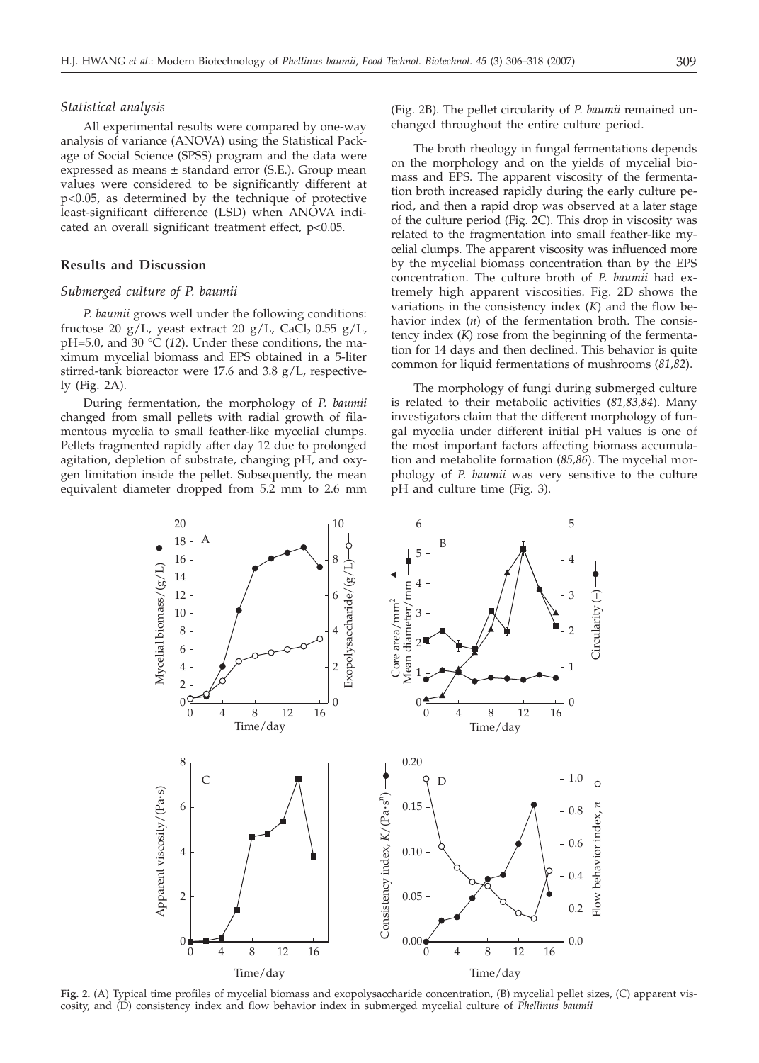*Statistical analysis*

All experimental results were compared by one-way analysis of variance (ANOVA) using the Statistical Package of Social Science (SPSS) program and the data were expressed as means ± standard error (S.E.). Group mean values were considered to be significantly different at $p<0.05$, as determined by the technique of protective least-significant difference (LSD) when ANOVA indicated an overall significant treatment effect, $p<0.05$.

## Results and Discussion

*Submerged culture of P. baumii*

*P. baumii* grows well under the following conditions: fructose 20 g/L, yeast extract 20 g/L, $CaCl_2$ 0.55 g/L, pH=5.0, and 30 °C (*12*). Under these conditions, the maximum mycelial biomass and EPS obtained in a 5-liter stirred-tank bioreactor were 17.6 and 3.8 g/L, respectively (Fig. 2A).

During fermentation, the morphology of *P. baumii* changed from small pellets with radial growth of filamentous mycelia to small feather-like mycelial clumps. Pellets fragmented rapidly after day 12 due to prolonged agitation, depletion of substrate, changing pH, and oxygen limitation inside the pellet. Subsequently, the mean equivalent diameter dropped from 5.2 mm to 2.6 mm (Fig. 2B). The pellet circularity of *P. baumii* remained unchanged throughout the entire culture period.

The broth rheology in fungal fermentations depends on the morphology and on the yields of mycelial biomass and EPS. The apparent viscosity of the fermentation broth increased rapidly during the early culture period, and then a rapid drop was observed at a later stage of the culture period (Fig. 2C). This drop in viscosity was related to the fragmentation into small feather-like mycelial clumps. The apparent viscosity was influenced more by the mycelial biomass concentration than by the EPS concentration. The culture broth of *P. baumii* had extremely high apparent viscosities. Fig. 2D shows the variations in the consistency index ($K$) and the flow behavior index ($n$) of the fermentation broth. The consistency index ($K$) rose from the beginning of the fermentation for 14 days and then declined. This behavior is quite common for liquid fermentations of mushrooms (*81,82*).

The morphology of fungi during submerged culture is related to their metabolic activities (*81,83,84*). Many investigators claim that the different morphology of fungal mycelia under different initial pH values is one of the most important factors affecting biomass accumulation and metabolite formation (*85,86*). The mycelial morphology of *P. baumii* was very sensitive to the culture pH and culture time (Fig. 3).

A
Mycelial biomass/(g/L)
Exopolysaccharide/(g/L)
Time/day

B
Core area/mm$^2$
Mean diameter/mm
Circularity (–)
Time/day

C
Apparent viscosity/(Pa·s)
Time/day

D
Consistency index, $K$/(Pa·s$^n$)
Flow behavior index, $n$
Time/day

**Fig. 2.** (A) Typical time profiles of mycelial biomass and exopolysaccharide concentration, (B) mycelial pellet sizes, (C) apparent viscosity, and (D) consistency index and flow behavior index in submerged mycelial culture of *Phellinus baumii*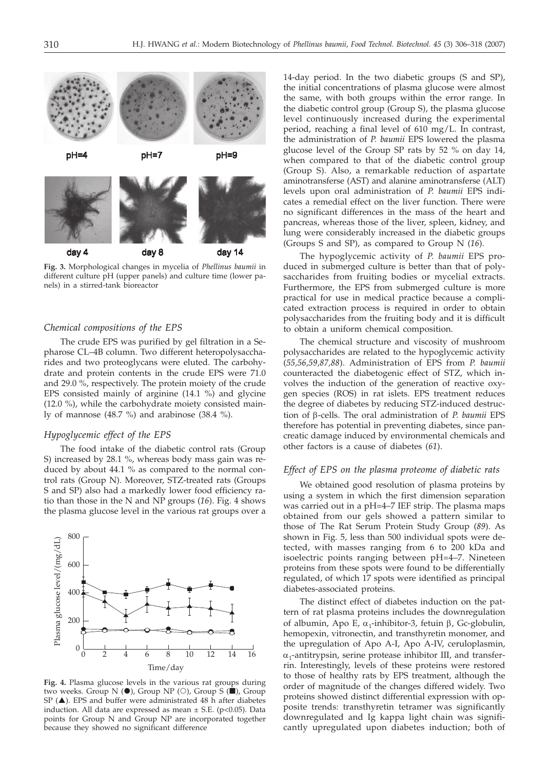pH=4

pH=7

pH=9

day 4

day 8

day 14

**Fig. 3.** Morphological changes in mycelia of *Phellinus baumii* in different culture pH (upper panels) and culture time (lower panels) in a stirred-tank bioreactor

### *Chemical compositions of the EPS*

The crude EPS was purified by gel filtration in a Sepharose CL–4B column. Two different heteropolysaccharides and two proteoglycans were eluted. The carbohydrate and protein contents in the crude EPS were 71.0 and 29.0 %, respectively. The protein moiety of the crude EPS consisted mainly of arginine (14.1 %) and glycine (12.0 %), while the carbohydrate moiety consisted mainly of mannose (48.7 %) and arabinose (38.4 %).

### *Hypoglycemic effect of the EPS*

The food intake of the diabetic control rats (Group S) increased by 28.1 %, whereas body mass gain was reduced by about 44.1 % as compared to the normal control rats (Group N). Moreover, STZ-treated rats (Groups S and SP) also had a markedly lower food efficiency ratio than those in the N and NP groups (*16*). Fig. 4 shows the plasma glucose level in the various rat groups over a 14-day period. In the two diabetic groups (S and SP), the initial concentrations of plasma glucose were almost the same, with both groups within the error range. In the diabetic control group (Group S), the plasma glucose level continuously increased during the experimental period, reaching a final level of 610 mg/L. In contrast, the administration of *P. baumii* EPS lowered the plasma glucose level of the Group SP rats by 52 % on day 14, when compared to that of the diabetic control group (Group S). Also, a remarkable reduction of aspartate aminotransferse (AST) and alanine aminotransferse (ALT) levels upon oral administration of *P. baumii* EPS indicates a remedial effect on the liver function. There were no significant differences in the mass of the heart and pancreas, whereas those of the liver, spleen, kidney, and lung were considerably increased in the diabetic groups (Groups S and SP), as compared to Group N (*16*).

Plasma glucose level/(mg/dL)

800

600

400

200

0

0 2 4 6 8 10 12 14 16

Time/day

**Fig. 4.** Plasma glucose levels in the various rat groups during two weeks. Group N (●), Group NP (○), Group S (■), Group SP (▲). EPS and buffer were administrated 48 h after diabetes induction. All data are expressed as mean ± S.E. ($p<0.05$). Data points for Group N and Group NP are incorporated together because they showed no significant difference

The hypoglycemic activity of *P. baumii* EPS produced in submerged culture is better than that of polysaccharides from fruiting bodies or mycelial extracts. Furthermore, the EPS from submerged culture is more practical for use in medical practice because a complicated extraction process is required in order to obtain polysaccharides from the fruiting body and it is difficult to obtain a uniform chemical composition.

The chemical structure and viscosity of mushroom polysaccharides are related to the hypoglycemic activity (*55,56,59,87,88*). Administration of EPS from *P. baumii* counteracted the diabetogenic effect of STZ, which involves the induction of the generation of reactive oxygen species (ROS) in rat islets. EPS treatment reduces the degree of diabetes by reducing STZ-induced destruction of β-cells. The oral administration of *P. baumii* EPS therefore has potential in preventing diabetes, since pancreatic damage induced by environmental chemicals and other factors is a cause of diabetes (*61*).

### *Effect of EPS on the plasma proteome of diabetic rats*

We obtained good resolution of plasma proteins by using a system in which the first dimension separation was carried out in a pH=4–7 IEF strip. The plasma maps obtained from our gels showed a pattern similar to those of The Rat Serum Protein Study Group (*89*). As shown in Fig. 5, less than 500 individual spots were detected, with masses ranging from 6 to 200 kDa and isoelectric points ranging between pH=4–7. Nineteen proteins from these spots were found to be differentially regulated, of which 17 spots were identified as principal diabetes-associated proteins.

The distinct effect of diabetes induction on the pattern of rat plasma proteins includes the downregulation of albumin, Apo E, $\alpha_1$-inhibitor-3, fetuin β, Gc-globulin, hemopexin, vitronectin, and transthyretin monomer, and the upregulation of Apo A-I, Apo A-IV, ceruloplasmin, $\alpha_1$-antitrypsin, serine protease inhibitor III, and transferrin. Interestingly, levels of these proteins were restored to those of healthy rats by EPS treatment, although the order of magnitude of the changes differed widely. Two proteins showed distinct differential expression with opposite trends: transthyretin tetramer was significantly downregulated and Ig kappa light chain was significantly upregulated upon diabetes induction; both of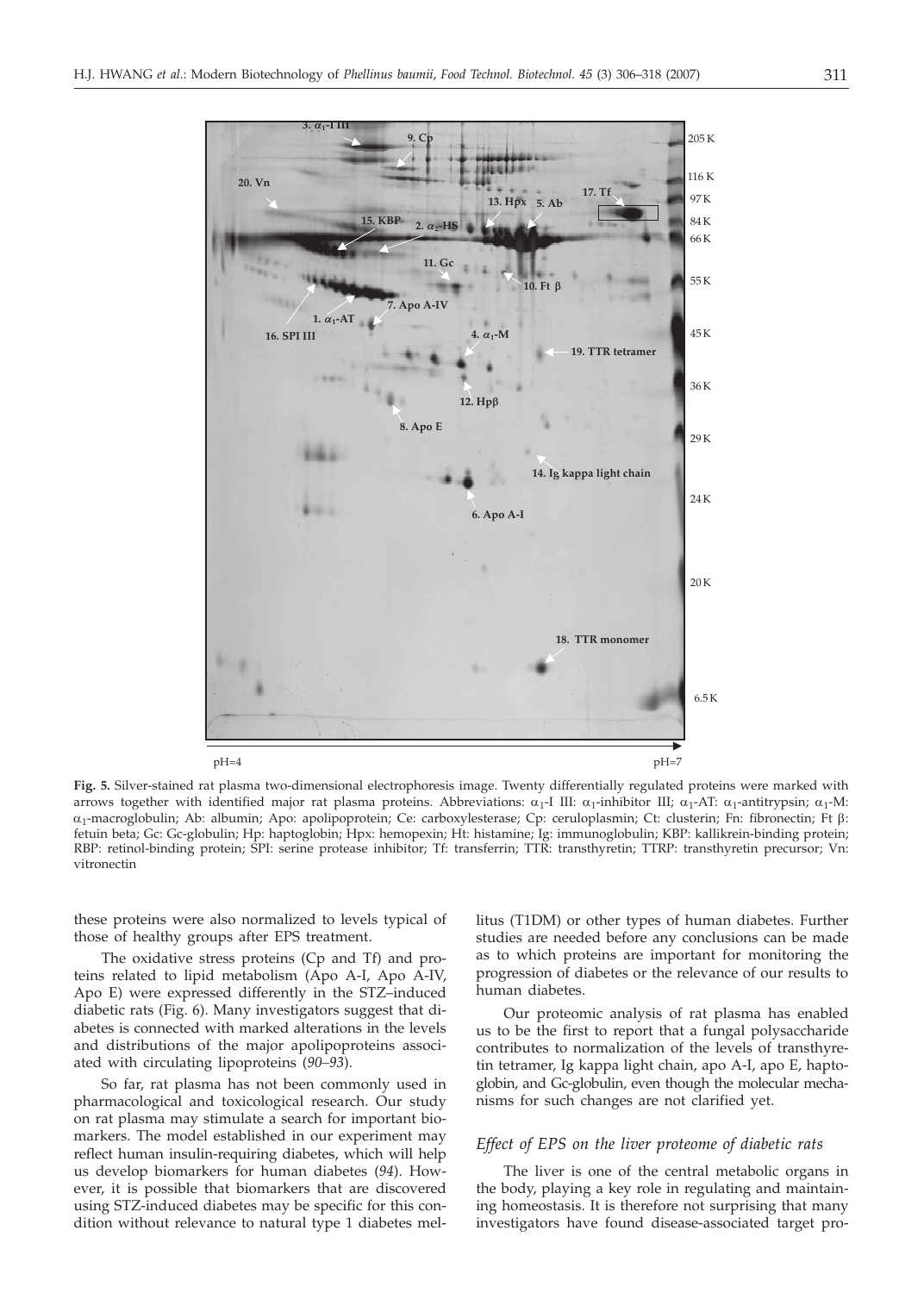3. $\alpha_1$-I III
9. Cp
20. Vn
17. Tf
13. Hpx
5. Ab
15. KBP
2. $\alpha_2$-HS
11. Gc
10. Ft β
1. $\alpha_1$-AT
7. Apo A-IV
16. SPI III
4. $\alpha_1$-M
19. TTR tetramer
12. Hpβ
8. Apo E
14. Ig kappa light chain
6. Apo A-I
18. TTR monomer

205 K
116 K
97 K
84 K
66 K
55 K
45 K
36 K
29 K
24 K
20 K
6.5 K

pH=4
pH=7

**Fig. 5.** Silver-stained rat plasma two-dimensional electrophoresis image. Twenty differentially regulated proteins were marked with arrows together with identified major rat plasma proteins. Abbreviations: $\alpha_1$-I III: $\alpha_1$-inhibitor III; $\alpha_1$-AT: $\alpha_1$-antitrypsin; $\alpha_1$-M: $\alpha_1$-macroglobulin; Ab: albumin; Apo: apolipoprotein; Ce: carboxylesterase; Cp: ceruloplasmin; Ct: clusterin; Fn: fibronectin; Ft β: fetuin beta; Gc: Gc-globulin; Hp: haptoglobin; Hpx: hemopexin; Ht: histamine; Ig: immunoglobulin; KBP: kallikrein-binding protein; RBP: retinol-binding protein; SPI: serine protease inhibitor; Tf: transferrin; TTR: transthyretin; TTRP: transthyretin precursor; Vn: vitronectin

these proteins were also normalized to levels typical of those of healthy groups after EPS treatment.

The oxidative stress proteins (Cp and Tf) and proteins related to lipid metabolism (Apo A-I, Apo A-IV, Apo E) were expressed differently in the STZ–induced diabetic rats (Fig. 6). Many investigators suggest that diabetes is connected with marked alterations in the levels and distributions of the major apolipoproteins associated with circulating lipoproteins (*90–93*).

So far, rat plasma has not been commonly used in pharmacological and toxicological research. Our study on rat plasma may stimulate a search for important biomarkers. The model established in our experiment may reflect human insulin-requiring diabetes, which will help us develop biomarkers for human diabetes (*94*). However, it is possible that biomarkers that are discovered using STZ-induced diabetes may be specific for this condition without relevance to natural type 1 diabetes mellitus (T1DM) or other types of human diabetes. Further studies are needed before any conclusions can be made as to which proteins are important for monitoring the progression of diabetes or the relevance of our results to human diabetes.

Our proteomic analysis of rat plasma has enabled us to be the first to report that a fungal polysaccharide contributes to normalization of the levels of transthyretin tetramer, Ig kappa light chain, apo A-I, apo E, haptoglobin, and Gc-globulin, even though the molecular mechanisms for such changes are not clarified yet.

### *Effect of EPS on the liver proteome of diabetic rats*

The liver is one of the central metabolic organs in the body, playing a key role in regulating and maintaining homeostasis. It is therefore not surprising that many investigators have found disease-associated target pro-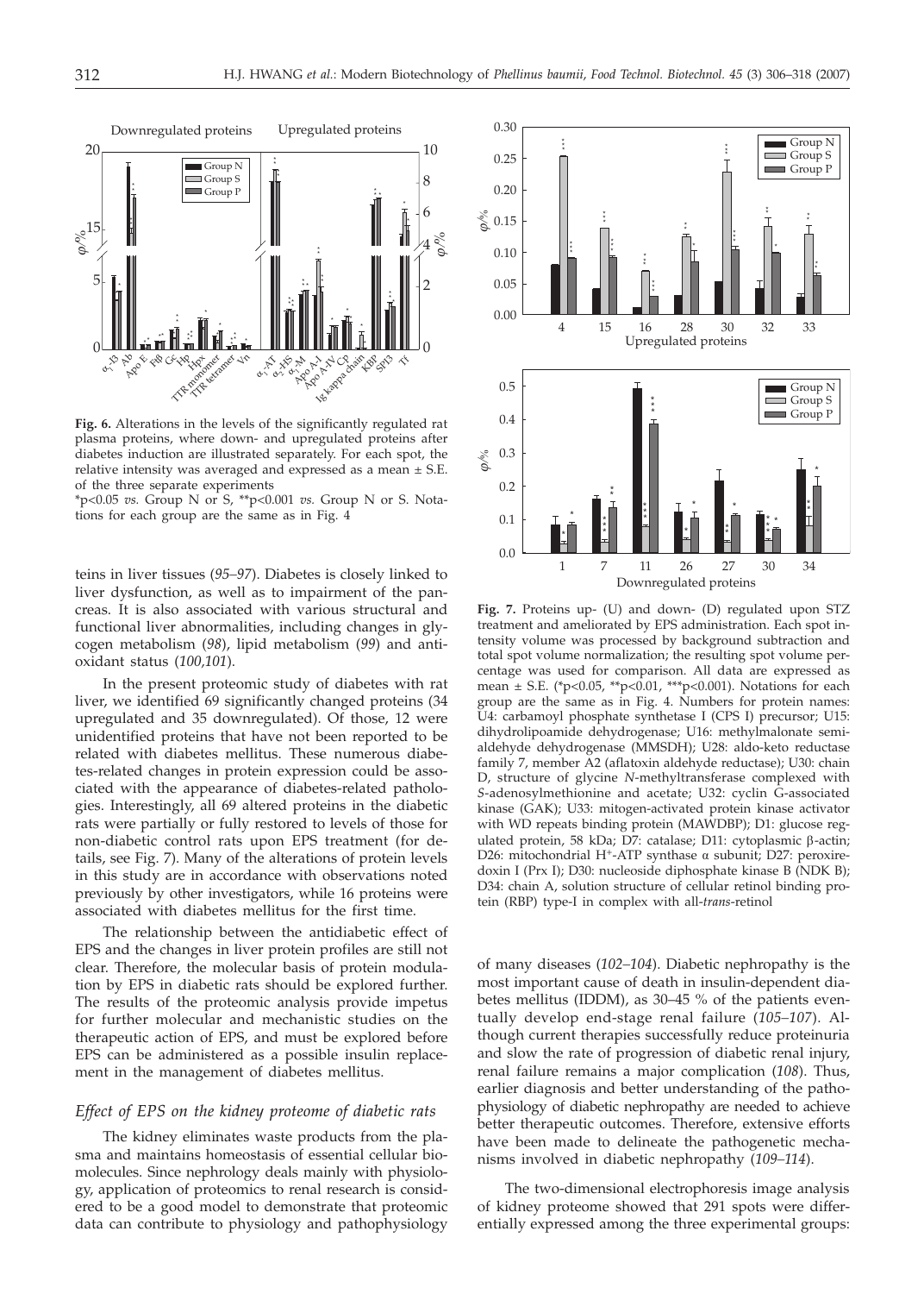Downregulated proteins

Upregulated proteins

Group N
Group S
Group P

20

15

5

0

10

8

6

4

2

0

φ/%

φ/%

α1-I3 Ab Apo E Fβ Gc Hp Hpx TTR monomer TTR tetramer Vn α1-AT α2-HS α1-M Apo A-I Apo A-IV Cp Ig kappa chain KBP SPI3 Tf

**Fig. 6.** Alterations in the levels of the significantly regulated rat plasma proteins, where down- and upregulated proteins after diabetes induction are illustrated separately. For each spot, the relative intensity was averaged and expressed as a mean ± S.E. of the three separate experiments

*p<0.05 *vs.* Group N or S, **p<0.001 *vs.* Group N or S. Notations for each group are the same as in Fig. 4

teins in liver tissues (*95–97*). Diabetes is closely linked to liver dysfunction, as well as to impairment of the pancreas. It is also associated with various structural and functional liver abnormalities, including changes in glycogen metabolism (*98*), lipid metabolism (*99*) and antioxidant status (*100,101*).

In the present proteomic study of diabetes with rat liver, we identified 69 significantly changed proteins (34 upregulated and 35 downregulated). Of those, 12 were unidentified proteins that have not been reported to be related with diabetes mellitus. These numerous diabetes-related changes in protein expression could be associated with the appearance of diabetes-related pathologies. Interestingly, all 69 altered proteins in the diabetic rats were partially or fully restored to levels of those for non-diabetic control rats upon EPS treatment (for details, see Fig. 7). Many of the alterations of protein levels in this study are in accordance with observations noted previously by other investigators, while 16 proteins were associated with diabetes mellitus for the first time.

The relationship between the antidiabetic effect of EPS and the changes in liver protein profiles are still not clear. Therefore, the molecular basis of protein modulation by EPS in diabetic rats should be explored further. The results of the proteomic analysis provide impetus for further molecular and mechanistic studies on the therapeutic action of EPS, and must be explored before EPS can be administered as a possible insulin replacement in the management of diabetes mellitus.

### *Effect of EPS on the kidney proteome of diabetic rats*

The kidney eliminates waste products from the plasma and maintains homeostasis of essential cellular biomolecules. Since nephrology deals mainly with physiology, application of proteomics to renal research is considered to be a good model to demonstrate that proteomic data can contribute to physiology and pathophysiology

Group N
Group S
Group P

0.30
0.25
0.20
0.15
0.10
0.05
0.00

φ/%

4 15 16 28 30 32 33

Upregulated proteins

Group N
Group S
Group P

0.5
0.4
0.3
0.2
0.1
0.0

φ/%

1 7 11 26 27 30 34

Downregulated proteins

**Fig. 7.** Proteins up- (U) and down- (D) regulated upon STZ treatment and ameliorated by EPS administration. Each spot intensity volume was processed by background subtraction and total spot volume normalization; the resulting spot volume percentage was used for comparison. All data are expressed as mean ± S.E. (*p<0.05, **p<0.01, ***p<0.001). Notations for each group are the same as in Fig. 4. Numbers for protein names: U4: carbamoyl phosphate synthetase I (CPS I) precursor; U15: dihydrolipoamide dehydrogenase; U16: methylmalonate semialdehyde dehydrogenase (MMSDH); U28: aldo-keto reductase family 7, member A2 (aflatoxin aldehyde reductase); U30: chain D, structure of glycine *N*-methyltransferase complexed with *S*-adenosylmethionine and acetate; U32: cyclin G-associated kinase (GAK); U33: mitogen-activated protein kinase activator with WD repeats binding protein (MAWDBP); D1: glucose regulated protein, 58 kDa; D7: catalase; D11: cytoplasmic β-actin; D26: mitochondrial $H^+$-ATP synthase α subunit; D27: peroxiredoxin I (Prx I); D30: nucleoside diphosphate kinase B (NDK B); D34: chain A, solution structure of cellular retinol binding protein (RBP) type-I in complex with all-*trans*-retinol

of many diseases (*102–104*). Diabetic nephropathy is the most important cause of death in insulin-dependent diabetes mellitus (IDDM), as 30–45 % of the patients eventually develop end-stage renal failure (*105–107*). Although current therapies successfully reduce proteinuria and slow the rate of progression of diabetic renal injury, renal failure remains a major complication (*108*). Thus, earlier diagnosis and better understanding of the pathophysiology of diabetic nephropathy are needed to achieve better therapeutic outcomes. Therefore, extensive efforts have been made to delineate the pathogenetic mechanisms involved in diabetic nephropathy (*109–114*).

The two-dimensional electrophoresis image analysis of kidney proteome showed that 291 spots were differentially expressed among the three experimental groups: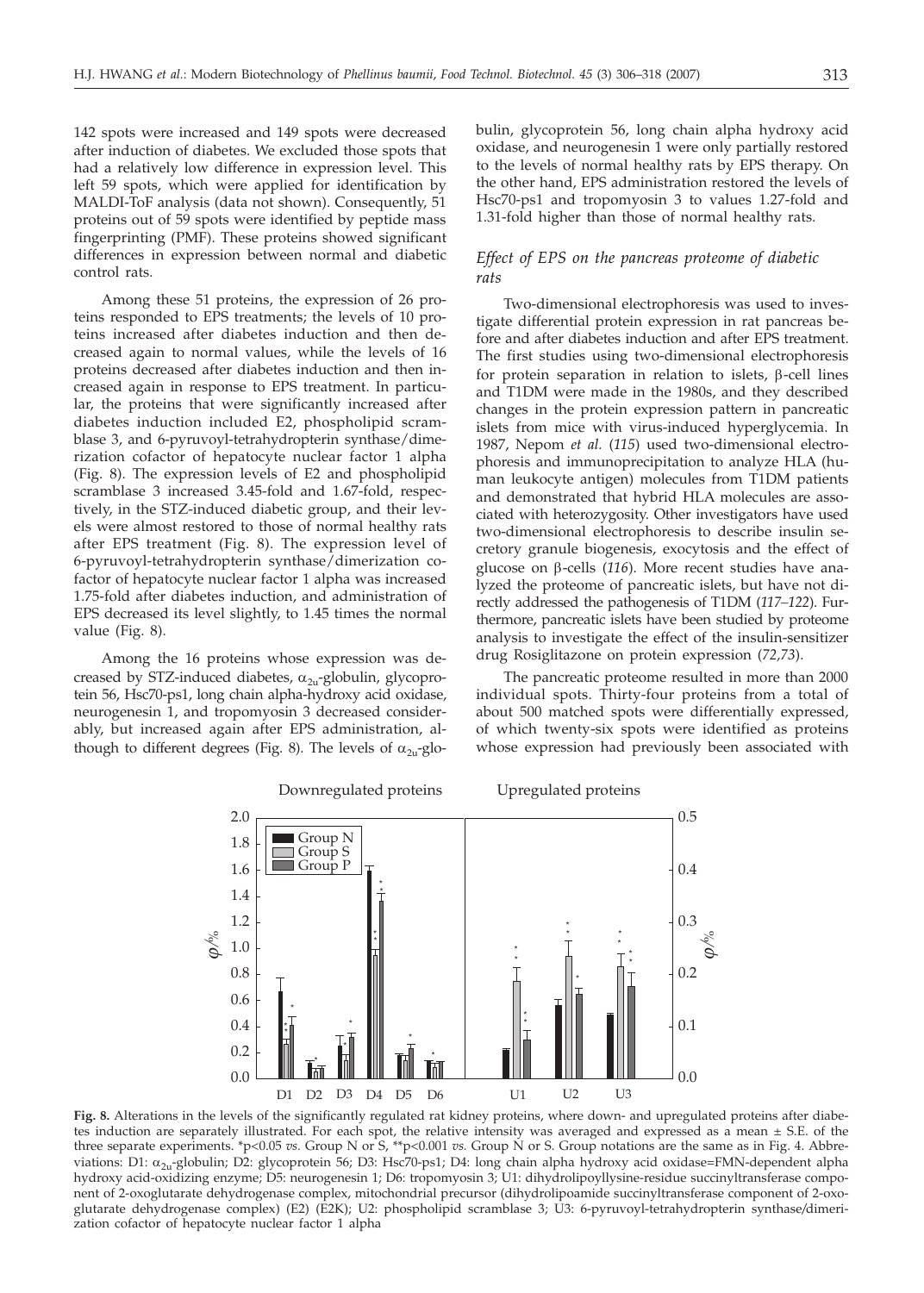142 spots were increased and 149 spots were decreased after induction of diabetes. We excluded those spots that had a relatively low difference in expression level. This left 59 spots, which were applied for identification by MALDI-ToF analysis (data not shown). Consequently, 51 proteins out of 59 spots were identified by peptide mass fingerprinting (PMF). These proteins showed significant differences in expression between normal and diabetic control rats.

Among these 51 proteins, the expression of 26 proteins responded to EPS treatments; the levels of 10 proteins increased after diabetes induction and then decreased again to normal values, while the levels of 16 proteins decreased after diabetes induction and then increased again in response to EPS treatment. In particular, the proteins that were significantly increased after diabetes induction included E2, phospholipid scramblase 3, and 6-pyruvoyl-tetrahydropterin synthase/dimerization cofactor of hepatocyte nuclear factor 1 alpha (Fig. 8). The expression levels of E2 and phospholipid scramblase 3 increased 3.45-fold and 1.67-fold, respectively, in the STZ-induced diabetic group, and their levels were almost restored to those of normal healthy rats after EPS treatment (Fig. 8). The expression level of 6-pyruvoyl-tetrahydropterin synthase/dimerization cofactor of hepatocyte nuclear factor 1 alpha was increased 1.75-fold after diabetes induction, and administration of EPS decreased its level slightly, to 1.45 times the normal value (Fig. 8).

Among the 16 proteins whose expression was decreased by STZ-induced diabetes, $\alpha_{2u}$-globulin, glycoprotein 56, Hsc70-ps1, long chain alpha-hydroxy acid oxidase, neurogenesin 1, and tropomyosin 3 decreased considerably, but increased again after EPS administration, although to different degrees (Fig. 8). The levels of $\alpha_{2u}$-globulin, glycoprotein 56, long chain alpha hydroxy acid oxidase, and neurogenesin 1 were only partially restored to the levels of normal healthy rats by EPS therapy. On the other hand, EPS administration restored the levels of Hsc70-ps1 and tropomyosin 3 to values 1.27-fold and 1.31-fold higher than those of normal healthy rats.

## *Effect of EPS on the pancreas proteome of diabetic rats*

Two-dimensional electrophoresis was used to investigate differential protein expression in rat pancreas before and after diabetes induction and after EPS treatment. The first studies using two-dimensional electrophoresis for protein separation in relation to islets, β-cell lines and T1DM were made in the 1980s, and they described changes in the protein expression pattern in pancreatic islets from mice with virus-induced hyperglycemia. In 1987, Nepom *et al.* (*115*) used two-dimensional electrophoresis and immunoprecipitation to analyze HLA (human leukocyte antigen) molecules from T1DM patients and demonstrated that hybrid HLA molecules are associated with heterozygosity. Other investigators have used two-dimensional electrophoresis to describe insulin secretory granule biogenesis, exocytosis and the effect of glucose on β-cells (*116*). More recent studies have analyzed the proteome of pancreatic islets, but have not directly addressed the pathogenesis of T1DM (*117–122*). Furthermore, pancreatic islets have been studied by proteome analysis to investigate the effect of the insulin-sensitizer drug Rosiglitazone on protein expression (*72,73*).

The pancreatic proteome resulted in more than 2000 individual spots. Thirty-four proteins from a total of about 500 matched spots were differentially expressed, of which twenty-six spots were identified as proteins whose expression had previously been associated with

Downregulated proteins

Upregulated proteins

Group N
Group S
Group P

φ/‰

D1 D2 D3 D4 D5 D6 U1 U2 U3

**Fig. 8.** Alterations in the levels of the significantly regulated rat kidney proteins, where down- and upregulated proteins after diabetes induction are separately illustrated. For each spot, the relative intensity was averaged and expressed as a mean ± S.E. of the three separate experiments. *p<0.05 *vs.* Group N or S, **p<0.001 *vs.* Group N or S. Group notations are the same as in Fig. 4. Abbreviations: D1: $\alpha_{2u}$-globulin; D2: glycoprotein 56; D3: Hsc70-ps1; D4: long chain alpha hydroxy acid oxidase=FMN-dependent alpha hydroxy acid-oxidizing enzyme; D5: neurogenesin 1; D6: tropomyosin 3; U1: dihydrolipoyllysine-residue succinyltransferase component of 2-oxoglutarate dehydrogenase complex, mitochondrial precursor (dihydrolipoamide succinyltransferase component of 2-oxoglutarate dehydrogenase complex) (E2) (E2K); U2: phospholipid scramblase 3; U3: 6-pyruvoyl-tetrahydropterin synthase/dimerization cofactor of hepatocyte nuclear factor 1 alpha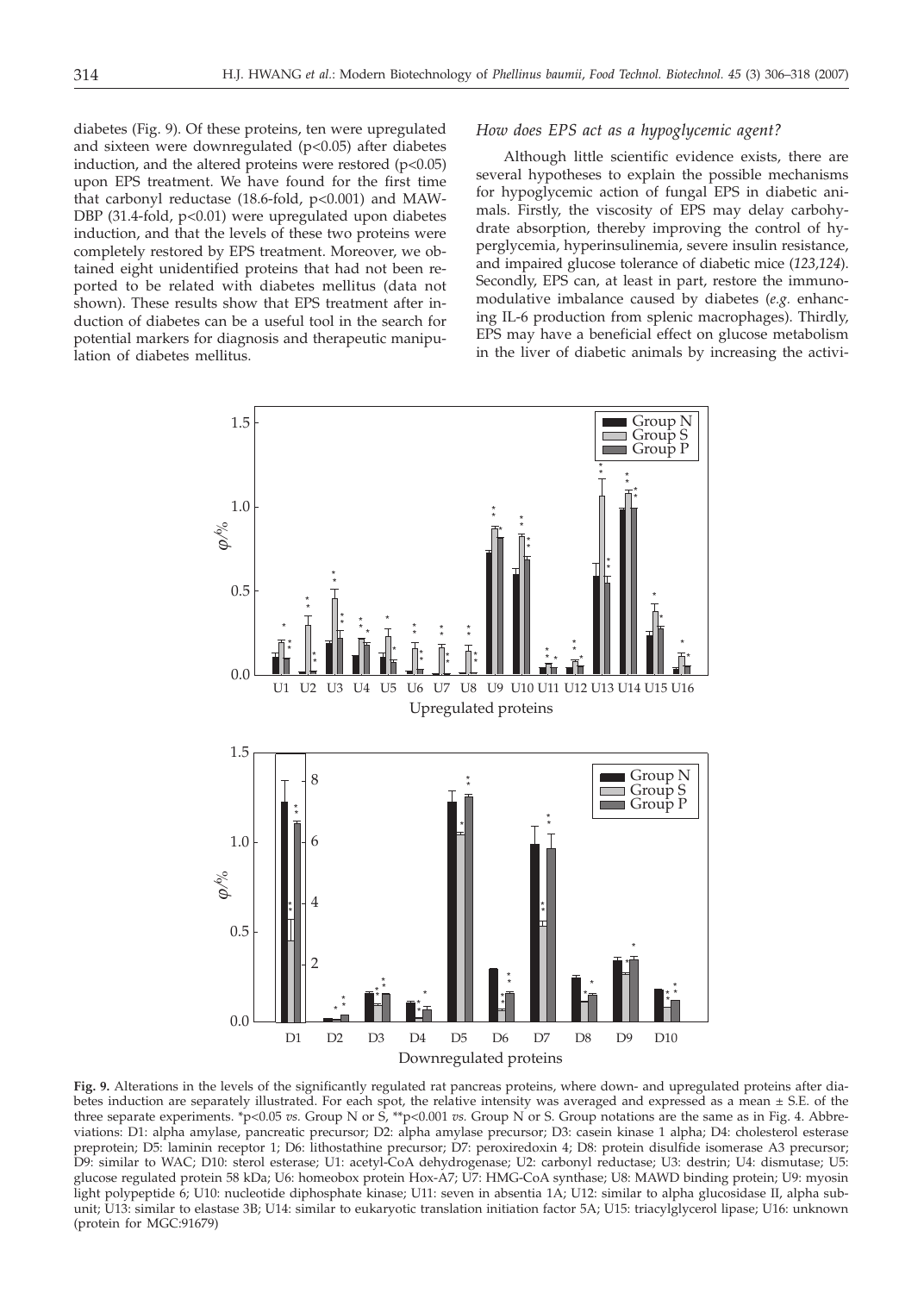diabetes (Fig. 9). Of these proteins, ten were upregulated and sixteen were downregulated ($p<0.05$) after diabetes induction, and the altered proteins were restored ($p<0.05$) upon EPS treatment. We have found for the first time that carbonyl reductase (18.6-fold, $p<0.001$) and MAW-DBP (31.4-fold, $p<0.01$) were upregulated upon diabetes induction, and that the levels of these two proteins were completely restored by EPS treatment. Moreover, we obtained eight unidentified proteins that had not been reported to be related with diabetes mellitus (data not shown). These results show that EPS treatment after induction of diabetes can be a useful tool in the search for potential markers for diagnosis and therapeutic manipulation of diabetes mellitus.

### *How does EPS act as a hypoglycemic agent?*

Although little scientific evidence exists, there are several hypotheses to explain the possible mechanisms for hypoglycemic action of fungal EPS in diabetic animals. Firstly, the viscosity of EPS may delay carbohydrate absorption, thereby improving the control of hyperglycemia, hyperinsulinemia, severe insulin resistance, and impaired glucose tolerance of diabetic mice (*123,124*). Secondly, EPS can, at least in part, restore the immunomodulative imbalance caused by diabetes (*e.g.* enhancing IL-6 production from splenic macrophages). Thirdly, EPS may have a beneficial effect on glucose metabolism in the liver of diabetic animals by increasing the activi-

1.5
1.0
0.5
0.0
$\varphi/\%$
Group N
Group S
Group P
U1 U2 U3 U4 U5 U6 U7 U8 U9 U10 U11 U12 U13 U14 U15 U16
Upregulated proteins

1.5
1.0
0.5
0.0
8
6
4
2
$\varphi/\%$
Group N
Group S
Group P
D1 D2 D3 D4 D5 D6 D7 D8 D9 D10
Downregulated proteins

**Fig. 9.** Alterations in the levels of the significantly regulated rat pancreas proteins, where down- and upregulated proteins after diabetes induction are separately illustrated. For each spot, the relative intensity was averaged and expressed as a mean ± S.E. of the three separate experiments. *p<0.05 *vs.* Group N or S, **p<0.001 *vs.* Group N or S. Group notations are the same as in Fig. 4. Abbreviations: D1: alpha amylase, pancreatic precursor; D2: alpha amylase precursor; D3: casein kinase 1 alpha; D4: cholesterol esterase preprotein; D5: laminin receptor 1; D6: lithostathine precursor; D7: peroxiredoxin 4; D8: protein disulfide isomerase A3 precursor; D9: similar to WAC; D10: sterol esterase; U1: acetyl-CoA dehydrogenase; U2: carbonyl reductase; U3: destrin; U4: dismutase; U5: glucose regulated protein 58 kDa; U6: homeobox protein Hox-A7; U7: HMG-CoA synthase; U8: MAWD binding protein; U9: myosin light polypeptide 6; U10: nucleotide diphosphate kinase; U11: seven in absentia 1A; U12: similar to alpha glucosidase II, alpha subunit; U13: similar to elastase 3B; U14: similar to eukaryotic translation initiation factor 5A; U15: triacylglycerol lipase; U16: unknown (protein for MGC:91679)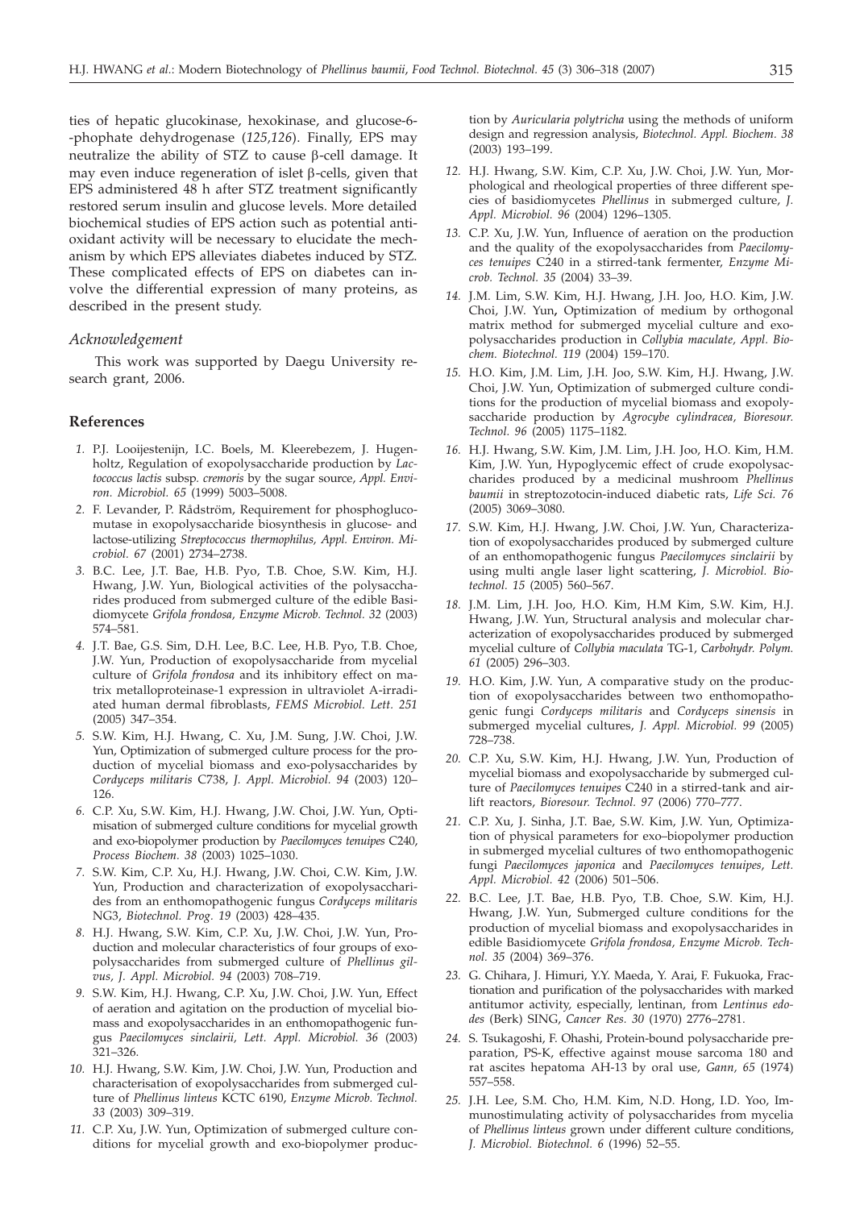ties of hepatic glucokinase, hexokinase, and glucose-6--phophate dehydrogenase (*125,126*). Finally, EPS may neutralize the ability of STZ to cause β-cell damage. It may even induce regeneration of islet β-cells, given that EPS administered 48 h after STZ treatment significantly restored serum insulin and glucose levels. More detailed biochemical studies of EPS action such as potential antioxidant activity will be necessary to elucidate the mechanism by which EPS alleviates diabetes induced by STZ. These complicated effects of EPS on diabetes can involve the differential expression of many proteins, as described in the present study.

### *Acknowledgement*

This work was supported by Daegu University research grant, 2006.

## References

1. P.J. Looijestenijn, I.C. Boels, M. Kleerebezem, J. Hugenholtz, Regulation of exopolysaccharide production by *Lactococcus lactis* subsp. *cremoris* by the sugar source, *Appl. Environ. Microbiol. 65* (1999) 5003–5008.
2. F. Levander, P. Rådström, Requirement for phosphoglucomutase in exopolysaccharide biosynthesis in glucose- and lactose-utilizing *Streptococcus thermophilus*, *Appl. Environ. Microbiol. 67* (2001) 2734–2738.
3. B.C. Lee, J.T. Bae, H.B. Pyo, T.B. Choe, S.W. Kim, H.J. Hwang, J.W. Yun, Biological activities of the polysaccharides produced from submerged culture of the edible Basidiomycete *Grifola frondosa*, *Enzyme Microb. Technol. 32* (2003) 574–581.
4. J.T. Bae, G.S. Sim, D.H. Lee, B.C. Lee, H.B. Pyo, T.B. Choe, J.W. Yun, Production of exopolysaccharide from mycelial culture of *Grifola frondosa* and its inhibitory effect on matrix metalloproteinase-1 expression in ultraviolet A-irradiated human dermal fibroblasts, *FEMS Microbiol. Lett. 251* (2005) 347–354.
5. S.W. Kim, H.J. Hwang, C. Xu, J.M. Sung, J.W. Choi, J.W. Yun, Optimization of submerged culture process for the production of mycelial biomass and exo-polysaccharides by *Cordyceps militaris* C738, *J. Appl. Microbiol. 94* (2003) 120–126.
6. C.P. Xu, S.W. Kim, H.J. Hwang, J.W. Choi, J.W. Yun, Optimisation of submerged culture conditions for mycelial growth and exo-biopolymer production by *Paecilomyces tenuipes* C240, *Process Biochem. 38* (2003) 1025–1030.
7. S.W. Kim, C.P. Xu, H.J. Hwang, J.W. Choi, C.W. Kim, J.W. Yun, Production and characterization of exopolysaccharides from an enthomopathogenic fungus *Cordyceps militaris* NG3, *Biotechnol. Prog. 19* (2003) 428–435.
8. H.J. Hwang, S.W. Kim, C.P. Xu, J.W. Choi, J.W. Yun, Production and molecular characteristics of four groups of exopolysaccharides from submerged culture of *Phellinus gilvus*, *J. Appl. Microbiol. 94* (2003) 708–719.
9. S.W. Kim, H.J. Hwang, C.P. Xu, J.W. Choi, J.W. Yun, Effect of aeration and agitation on the production of mycelial biomass and exopolysaccharides in an enthomopathogenic fungus *Paecilomyces sinclairii*, *Lett. Appl. Microbiol. 36* (2003) 321–326.
10. H.J. Hwang, S.W. Kim, J.W. Choi, J.W. Yun, Production and characterisation of exopolysaccharides from submerged culture of *Phellinus linteus* KCTC 6190, *Enzyme Microb. Technol. 33* (2003) 309–319.
11. C.P. Xu, J.W. Yun, Optimization of submerged culture conditions for mycelial growth and exo-biopolymer production by *Auricularia polytricha* using the methods of uniform design and regression analysis, *Biotechnol. Appl. Biochem. 38* (2003) 193–199.
12. H.J. Hwang, S.W. Kim, C.P. Xu, J.W. Choi, J.W. Yun, Morphological and rheological properties of three different species of basidiomycetes *Phellinus* in submerged culture, *J. Appl. Microbiol. 96* (2004) 1296–1305.
13. C.P. Xu, J.W. Yun, Influence of aeration on the production and the quality of the exopolysaccharides from *Paecilomyces tenuipes* C240 in a stirred-tank fermenter, *Enzyme Microb. Technol. 35* (2004) 33–39.
14. J.M. Lim, S.W. Kim, H.J. Hwang, J.H. Joo, H.O. Kim, J.W. Choi, J.W. Yun, Optimization of medium by orthogonal matrix method for submerged mycelial culture and exopolysaccharides production in *Collybia maculate*, *Appl. Biochem. Biotechnol. 119* (2004) 159–170.
15. H.O. Kim, J.M. Lim, J.H. Joo, S.W. Kim, H.J. Hwang, J.W. Choi, J.W. Yun, Optimization of submerged culture conditions for the production of mycelial biomass and exopolysaccharide production by *Agrocybe cylindracea*, *Bioresour. Technol. 96* (2005) 1175–1182.
16. H.J. Hwang, S.W. Kim, J.M. Lim, J.H. Joo, H.O. Kim, H.M. Kim, J.W. Yun, Hypoglycemic effect of crude exopolysaccharides produced by a medicinal mushroom *Phellinus baumii* in streptozotocin-induced diabetic rats, *Life Sci. 76* (2005) 3069–3080.
17. S.W. Kim, H.J. Hwang, J.W. Choi, J.W. Yun, Characterization of exopolysaccharides produced by submerged culture of an enthomopathogenic fungus *Paecilomyces sinclairii* by using multi angle laser light scattering, *J. Microbiol. Biotechnol. 15* (2005) 560–567.
18. J.M. Lim, J.H. Joo, H.O. Kim, H.M Kim, S.W. Kim, H.J. Hwang, J.W. Yun, Structural analysis and molecular characterization of exopolysaccharides produced by submerged mycelial culture of *Collybia maculata* TG-1, *Carbohydr. Polym. 61* (2005) 296–303.
19. H.O. Kim, J.W. Yun, A comparative study on the production of exopolysaccharides between two enthomopathogenic fungi *Cordyceps militaris* and *Cordyceps sinensis* in submerged mycelial cultures, *J. Appl. Microbiol. 99* (2005) 728–738.
20. C.P. Xu, S.W. Kim, H.J. Hwang, J.W. Yun, Production of mycelial biomass and exopolysaccharide by submerged culture of *Paecilomyces tenuipes* C240 in a stirred-tank and airlift reactors, *Bioresour. Technol. 97* (2006) 770–777.
21. C.P. Xu, J. Sinha, J.T. Bae, S.W. Kim, J.W. Yun, Optimization of physical parameters for exo–biopolymer production in submerged mycelial cultures of two enthomopathogenic fungi *Paecilomyces japonica* and *Paecilomyces tenuipes*, *Lett. Appl. Microbiol. 42* (2006) 501–506.
22. B.C. Lee, J.T. Bae, H.B. Pyo, T.B. Choe, S.W. Kim, H.J. Hwang, J.W. Yun, Submerged culture conditions for the production of mycelial biomass and exopolysaccharides in edible Basidiomycete *Grifola frondosa*, *Enzyme Microb. Technol. 35* (2004) 369–376.
23. G. Chihara, J. Himuri, Y.Y. Maeda, Y. Arai, F. Fukuoka, Fractionation and purification of the polysaccharides with marked antitumor activity, especially, lentinan, from *Lentinus edodes* (Berk) SING, *Cancer Res. 30* (1970) 2776–2781.
24. S. Tsukagoshi, F. Ohashi, Protein-bound polysaccharide preparation, PS-K, effective against mouse sarcoma 180 and rat ascites hepatoma AH-13 by oral use, *Gann, 65* (1974) 557–558.
25. J.H. Lee, S.M. Cho, H.M. Kim, N.D. Hong, I.D. Yoo, Immunostimulating activity of polysaccharides from mycelia of *Phellinus linteus* grown under different culture conditions, *J. Microbiol. Biotechnol. 6* (1996) 52–55.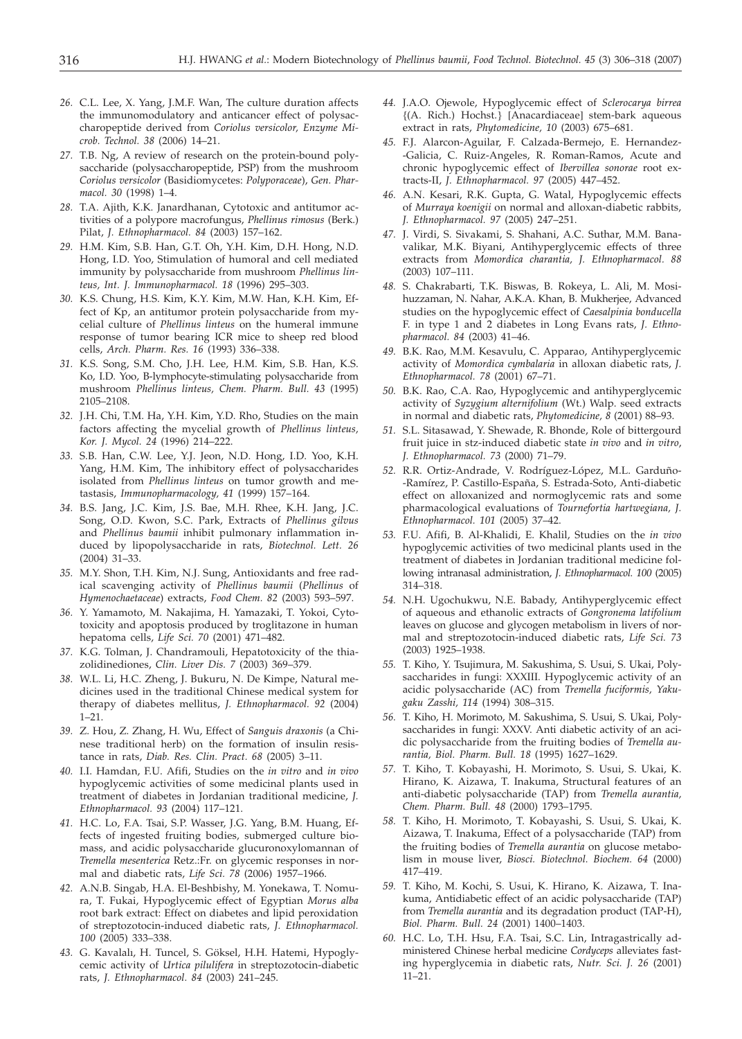26. C.L. Lee, X. Yang, J.M.F. Wan, The culture duration affects the immunomodulatory and anticancer effect of polysaccharopeptide derived from *Coriolus versicolor*, *Enzyme Microb. Technol. 38* (2006) 14–21.

27. T.B. Ng, A review of research on the protein-bound polysaccharide (polysaccharopeptide, PSP) from the mushroom *Coriolus versicolor* (Basidiomycetes: *Polyporaceae*), *Gen. Pharmacol. 30* (1998) 1–4.

28. T.A. Ajith, K.K. Janardhanan, Cytotoxic and antitumor activities of a polypore macrofungus, *Phellinus rimosus* (Berk.) Pilat, *J. Ethnopharmacol. 84* (2003) 157–162.

29. H.M. Kim, S.B. Han, G.T. Oh, Y.H. Kim, D.H. Hong, N.D. Hong, I.D. Yoo, Stimulation of humoral and cell mediated immunity by polysaccharide from mushroom *Phellinus linteus*, *Int. J. Immunopharmacol. 18* (1996) 295–303.

30. K.S. Chung, H.S. Kim, K.Y. Kim, M.W. Han, K.H. Kim, Effect of Kp, an antitumor protein polysaccharide from mycelial culture of *Phellinus linteus* on the humeral immune response of tumor bearing ICR mice to sheep red blood cells, *Arch. Pharm. Res. 16* (1993) 336–338.

31. K.S. Song, S.M. Cho, J.H. Lee, H.M. Kim, S.B. Han, K.S. Ko, I.D. Yoo, B-lymphocyte-stimulating polysaccharide from mushroom *Phellinus linteus*, *Chem. Pharm. Bull. 43* (1995) 2105–2108.

32. J.H. Chi, T.M. Ha, Y.H. Kim, Y.D. Rho, Studies on the main factors affecting the mycelial growth of *Phellinus linteus*, *Kor. J. Mycol. 24* (1996) 214–222.

33. S.B. Han, C.W. Lee, Y.J. Jeon, N.D. Hong, I.D. Yoo, K.H. Yang, H.M. Kim, The inhibitory effect of polysaccharides isolated from *Phellinus linteus* on tumor growth and metastasis, *Immunopharmacology, 41* (1999) 157–164.

34. B.S. Jang, J.C. Kim, J.S. Bae, M.H. Rhee, K.H. Jang, J.C. Song, O.D. Kwon, S.C. Park, Extracts of *Phellinus gilvus* and *Phellinus baumii* inhibit pulmonary inflammation induced by lipopolysaccharide in rats, *Biotechnol. Lett. 26* (2004) 31–33.

35. M.Y. Shon, T.H. Kim, N.J. Sung, Antioxidants and free radical scavenging activity of *Phellinus baumii* (*Phellinus* of *Hymenochaetaceae*) extracts, *Food Chem. 82* (2003) 593–597.

36. Y. Yamamoto, M. Nakajima, H. Yamazaki, T. Yokoi, Cytotoxicity and apoptosis produced by troglitazone in human hepatoma cells, *Life Sci. 70* (2001) 471–482.

37. K.G. Tolman, J. Chandramouli, Hepatotoxicity of the thiazolidinediones, *Clin. Liver Dis. 7* (2003) 369–379.

38. W.L. Li, H.C. Zheng, J. Bukuru, N. De Kimpe, Natural medicines used in the traditional Chinese medical system for therapy of diabetes mellitus, *J. Ethnopharmacol. 92* (2004) 1–21.

39. Z. Hou, Z. Zhang, H. Wu, Effect of *Sanguis draxonis* (a Chinese traditional herb) on the formation of insulin resistance in rats, *Diab. Res. Clin. Pract. 68* (2005) 3–11.

40. I.I. Hamdan, F.U. Afifi, Studies on the *in vitro* and *in vivo* hypoglycemic activities of some medicinal plants used in treatment of diabetes in Jordanian traditional medicine, *J. Ethnopharmacol. 93* (2004) 117–121.

41. H.C. Lo, F.A. Tsai, S.P. Wasser, J.G. Yang, B.M. Huang, Effects of ingested fruiting bodies, submerged culture biomass, and acidic polysaccharide glucuronoxylomannan of *Tremella mesenterica* Retz.:Fr. on glycemic responses in normal and diabetic rats, *Life Sci. 78* (2006) 1957–1966.

42. A.N.B. Singab, H.A. El-Beshbishy, M. Yonekawa, T. Nomura, T. Fukai, Hypoglycemic effect of Egyptian *Morus alba* root bark extract: Effect on diabetes and lipid peroxidation of streptozotocin-induced diabetic rats, *J. Ethnopharmacol. 100* (2005) 333–338.

43. G. Kavalalı, H. Tuncel, S. Göksel, H.H. Hatemi, Hypoglycemic activity of *Urtica pilulifera* in streptozotocin-diabetic rats, *J. Ethnopharmacol. 84* (2003) 241–245.

44. J.A.O. Ojewole, Hypoglycemic effect of *Sclerocarya birrea* {(A. Rich.) Hochst.} [Anacardiaceae] stem-bark aqueous extract in rats, *Phytomedicine, 10* (2003) 675–681.

45. F.J. Alarcon-Aguilar, F. Calzada-Bermejo, E. Hernandez-Galicia, C. Ruiz-Angeles, R. Roman-Ramos, Acute and chronic hypoglycemic effect of *Ibervillea sonorae* root extracts-II, *J. Ethnopharmacol. 97* (2005) 447–452.

46. A.N. Kesari, R.K. Gupta, G. Watal, Hypoglycemic effects of *Murraya koenigii* on normal and alloxan-diabetic rabbits, *J. Ethnopharmacol. 97* (2005) 247–251.

47. J. Virdi, S. Sivakami, S. Shahani, A.C. Suthar, M.M. Banavalikar, M.K. Biyani, Antihyperglycemic effects of three extracts from *Momordica charantia*, *J. Ethnopharmacol. 88* (2003) 107–111.

48. S. Chakrabarti, T.K. Biswas, B. Rokeya, L. Ali, M. Mosihuzzaman, N. Nahar, A.K.A. Khan, B. Mukherjee, Advanced studies on the hypoglycemic effect of *Caesalpinia bonducella* F. in type 1 and 2 diabetes in Long Evans rats, *J. Ethnopharmacol. 84* (2003) 41–46.

49. B.K. Rao, M.M. Kesavulu, C. Apparao, Antihyperglycemic activity of *Momordica cymbalaria* in alloxan diabetic rats, *J. Ethnopharmacol. 78* (2001) 67–71.

50. B.K. Rao, C.A. Rao, Hypoglycemic and antihyperglycemic activity of *Syzygium alternifolium* (Wt.) Walp. seed extracts in normal and diabetic rats, *Phytomedicine, 8* (2001) 88–93.

51. S.L. Sitasawad, Y. Shewade, R. Bhonde, Role of bittergourd fruit juice in stz-induced diabetic state *in vivo* and *in vitro*, *J. Ethnopharmacol. 73* (2000) 71–79.

52. R.R. Ortiz-Andrade, V. Rodríguez-López, M.L. Garduño-Ramírez, P. Castillo-España, S. Estrada-Soto, Anti-diabetic effect on alloxanized and normoglycemic rats and some pharmacological evaluations of *Tournefortia hartwegiana*, *J. Ethnopharmacol. 101* (2005) 37–42.

53. F.U. Afifi, B. Al-Khalidi, E. Khalil, Studies on the *in vivo* hypoglycemic activities of two medicinal plants used in the treatment of diabetes in Jordanian traditional medicine following intranasal administration, *J. Ethnopharmacol. 100* (2005) 314–318.

54. N.H. Ugochukwu, N.E. Babady, Antihyperglycemic effect of aqueous and ethanolic extracts of *Gongronema latifolium* leaves on glucose and glycogen metabolism in livers of normal and streptozotocin-induced diabetic rats, *Life Sci. 73* (2003) 1925–1938.

55. T. Kiho, Y. Tsujimura, M. Sakushima, S. Usui, S. Ukai, Polysaccharides in fungi: XXXIII. Hypoglycemic activity of an acidic polysaccharide (AC) from *Tremella fuciformis*, *Yakugaku Zasshi, 114* (1994) 308–315.

56. T. Kiho, H. Morimoto, M. Sakushima, S. Usui, S. Ukai, Polysaccharides in fungi: XXXV. Anti diabetic activity of an acidic polysaccharide from the fruiting bodies of *Tremella aurantia*, *Biol. Pharm. Bull. 18* (1995) 1627–1629.

57. T. Kiho, T. Kobayashi, H. Morimoto, S. Usui, S. Ukai, K. Hirano, K. Aizawa, T. Inakuma, Structural features of an anti-diabetic polysaccharide (TAP) from *Tremella aurantia*, *Chem. Pharm. Bull. 48* (2000) 1793–1795.

58. T. Kiho, H. Morimoto, T. Kobayashi, S. Usui, S. Ukai, K. Aizawa, T. Inakuma, Effect of a polysaccharide (TAP) from the fruiting bodies of *Tremella aurantia* on glucose metabolism in mouse liver, *Biosci. Biotechnol. Biochem. 64* (2000) 417–419.

59. T. Kiho, M. Kochi, S. Usui, K. Hirano, K. Aizawa, T. Inakuma, Antidiabetic effect of an acidic polysaccharide (TAP) from *Tremella aurantia* and its degradation product (TAP-H), *Biol. Pharm. Bull. 24* (2001) 1400–1403.

60. H.C. Lo, T.H. Hsu, F.A. Tsai, S.C. Lin, Intragastrically administered Chinese herbal medicine *Cordyceps* alleviates fasting hyperglycemia in diabetic rats, *Nutr. Sci. J. 26* (2001) 11–21.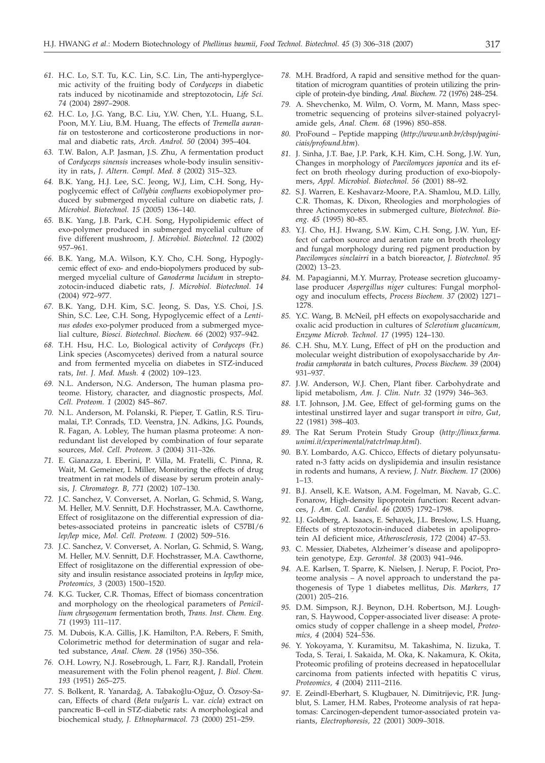*61.* H.C. Lo, S.T. Tu, K.C. Lin, S.C. Lin, The anti-hyperglycemic activity of the fruiting body of *Cordyceps* in diabetic rats induced by nicotinamide and streptozotocin, *Life Sci. 74* (2004) 2897–2908.

*62.* H.C. Lo, J.G. Yang, B.C. Liu, Y.W. Chen, Y.L. Huang, S.L. Poon, M.Y. Liu, B.M. Huang, The effects of *Tremella aurantia* on testosterone and corticosterone productions in normal and diabetic rats, *Arch. Androl. 50* (2004) 395–404.

*63.* T.W. Balon, A.P. Jasman, J.S. Zhu, A fermentation product of *Cordyceps sinensis* increases whole-body insulin sensitivity in rats, *J. Altern. Compl. Med. 8* (2002) 315–323.

*64.* B.K. Yang, H.J. Lee, S.C. Jeong, W.J, Lim, C.H. Song, Hypoglycemic effect of *Collybia confluens* exobiopolymer produced by submerged mycelial culture on diabetic rats, *J. Microbiol. Biotechnol. 15* (2005) 136–140.

*65.* B.K. Yang, J.B. Park, C.H. Song, Hypolipidemic effect of exo-polymer produced in submerged mycelial culture of five different mushroom, *J. Microbiol. Biotechnol. 12* (2002) 957–961.

*66.* B.K. Yang, M.A. Wilson, K.Y. Cho, C.H. Song, Hypoglycemic effect of exo- and endo-biopolymers produced by submerged mycelial culture of *Ganoderma lucidum* in streptozotocin-induced diabetic rats, *J. Microbiol. Biotechnol. 14* (2004) 972–977.

*67.* B.K. Yang, D.H. Kim, S.C. Jeong, S. Das, Y.S. Choi, J.S. Shin, S.C. Lee, C.H. Song, Hypoglycemic effect of a *Lentinus edodes* exo-polymer produced from a submerged mycelial culture, *Biosci. Biotechnol. Biochem. 66* (2002) 937–942.

*68.* T.H. Hsu, H.C. Lo, Biological activity of *Cordyceps* (Fr.) Link species (Ascomycetes) derived from a natural source and from fermented mycelia on diabetes in STZ-induced rats, *Int. J. Med. Mush. 4* (2002) 109–123.

*69.* N.L. Anderson, N.G. Anderson, The human plasma proteome. History, character, and diagnostic prospects, *Mol. Cell. Proteom. 1* (2002) 845–867.

*70.* N.L. Anderson, M. Polanski, R. Pieper, T. Gatlin, R.S. Tirumalai, T.P. Conrads, T.D. Veenstra, J.N. Adkins, J.G. Pounds, R. Fagan, A. Lobley, The human plasma proteome: A nonredundant list developed by combination of four separate sources, *Mol. Cell. Proteom. 3* (2004) 311–326.

*71.* E. Gianazza, I. Eberini, P. Villa, M. Fratelli, C. Pinna, R. Wait, M. Gemeiner, I. Miller, Monitoring the effects of drug treatment in rat models of disease by serum protein analysis, *J. Chromatogr. B*, *771* (2002) 107–130.

*72.* J.C. Sanchez, V. Converset, A. Norlan, G. Schmid, S. Wang, M. Heller, M.V. Sennitt, D.F. Hochstrasser, M.A. Cawthorne, Effect of rosiglitazone on the differential expression of diabetes-associated proteins in pancreatic islets of C57Bl/6 *lep/lep* mice, *Mol. Cell. Proteom. 1* (2002) 509–516.

*73.* J.C. Sanchez, V. Converset, A. Norlan, G. Schmid, S. Wang, M. Heller, M.V. Sennitt, D.F. Hochstrasser, M.A. Cawthorne, Effect of rosiglitazone on the differential expression of obesity and insulin resistance associated proteins in *lep/lep* mice, *Proteomics, 3* (2003) 1500–1520.

*74.* K.G. Tucker, C.R. Thomas, Effect of biomass concentration and morphology on the rheological parameters of *Penicillium chrysogenum* fermentation broth, *Trans. Inst. Chem. Eng. 71* (1993) 111–117.

*75.* M. Dubois, K.A. Gillis, J.K. Hamilton, P.A. Rebers, F. Smith, Colorimetric method for determination of sugar and related substance, *Anal. Chem. 28* (1956) 350–356.

*76.* O.H. Lowry, N.J. Rosebrough, L. Farr, R.J. Randall, Protein measurement with the Folin phenol reagent, *J. Biol. Chem. 193* (1951) 265–275.

*77.* S. Bolkent, R. Yanardağ, A. Tabakoğlu-Oğuz, Ö. Özsoy-Sacan, Effects of chard (*Beta vulgaris* L. var. *cicla*) extract on pancreatic B–cell in STZ-diabetic rats: A morphological and biochemical study, *J. Ethnopharmacol. 73* (2000) 251–259.

*78.* M.H. Bradford, A rapid and sensitive method for the quantitation of microgram quantities of protein utilizing the principle of protein-dye binding, *Anal. Biochem. 72* (1976) 248–254.

*79.* A. Shevchenko, M. Wilm, O. Vorm, M. Mann, Mass spectrometric sequencing of proteins silver-stained polyacrylamide gels, *Anal. Chem. 68* (1996) 850–858.

*80.* ProFound – Peptide mapping (*http://www.unb.br/cbsp/paginiciais/profound.htm*).

*81.* J. Sinha, J.T. Bae, J.P. Park, K.H. Kim, C.H. Song, J.W. Yun, Changes in morphology of *Paecilomyces japonica* and its effect on broth rheology during production of exo-biopolymers, *Appl. Microbiol. Biotechnol. 56* (2001) 88–92.

*82.* S.J. Warren, E. Keshavarz-Moore, P.A. Shamlou, M.D. Lilly, C.R. Thomas, K. Dixon, Rheologies and morphologies of three Actinomycetes in submerged culture, *Biotechnol. Bioeng. 45* (1995) 80–85.

*83.* Y.J. Cho, H.J. Hwang, S.W. Kim, C.H. Song, J.W. Yun, Effect of carbon source and aeration rate on broth rheology and fungal morphology during red pigment production by *Paecilomyces sinclairri* in a batch bioreactor, *J. Biotechnol. 95* (2002) 13–23.

*84.* M. Papagianni, M.Y. Murray, Protease secretion glucoamylase producer *Aspergillus niger* cultures: Fungal morphology and inoculum effects, *Process Biochem. 37* (2002) 1271–1278.

*85.* Y.C. Wang, B. McNeil, pH effects on exopolysaccharide and oxalic acid production in cultures of *Sclerotium glucanicum*, *Enzyme Microb. Technol. 17* (1995) 124–130.

*86.* C.H. Shu, M.Y. Lung, Effect of pH on the production and molecular weight distribution of exopolysaccharide by *Antrodia camphorata* in batch cultures, *Process Biochem. 39* (2004) 931–937.

*87.* J.W. Anderson, W.J. Chen, Plant fiber. Carbohydrate and lipid metabolism, *Am. J. Clin. Nutr. 32* (1979) 346–363.

*88.* I.T. Johnson, J.M. Gee, Effect of gel-forming gums on the intestinal unstirred layer and sugar transport *in vitro*, *Gut, 22* (1981) 398–403.

*89.* The Rat Serum Protein Study Group (*http://linux.farma.unimi.it/experimental/ratctrlmap.html*).

*90.* B.Y. Lombardo, A.G. Chicco, Effects of dietary polyunsaturated n-3 fatty acids on dyslipidemia and insulin resistance in rodents and humans, A review, *J. Nutr. Biochem. 17* (2006) 1–13.

*91.* B.J. Ansell, K.E. Watson, A.M. Fogelman, M. Navab, G..C. Fonarow, High-density lipoprotein function: Recent advances, *J. Am. Coll. Cardiol. 46* (2005) 1792–1798.

*92.* I.J. Goldberg, A. Isaacs, E. Sehayek, J.L. Breslow, L.S. Huang, Effects of streptozotocin-induced diabetes in apolipoprotein AI deficient mice, *Atherosclerosis, 172* (2004) 47–53.

*93.* C. Messier, Diabetes, Alzheimer's disease and apolipoprotein genotype, *Exp. Gerontol. 38* (2003) 941–946.

*94.* A.E. Karlsen, T. Sparre, K. Nielsen, J. Nerup, F. Pociot, Proteome analysis – A novel approach to understand the pathogenesis of Type 1 diabetes mellitus, *Dis. Markers, 17* (2001) 205–216.

*95.* D.M. Simpson, R.J. Beynon, D.H. Robertson, M.J. Loughran, S. Haywood, Copper-associated liver disease: A proteomics study of copper challenge in a sheep model, *Proteomics, 4* (2004) 524–536.

*96.* Y. Yokoyama, Y. Kuramitsu, M. Takashima, N. Iizuka, T. Toda, S. Terai, I. Sakaida, M. Oka, K. Nakamura, K. Okita, Proteomic profiling of proteins decreased in hepatocellular carcinoma from patients infected with hepatitis C virus, *Proteomics, 4* (2004) 2111–2116.

*97.* E. Zeindl-Eberhart, S. Klugbauer, N. Dimitrijevic, P.R. Jungblut, S. Lamer, H.M. Rabes, Proteome analysis of rat hepatomas: Carcinogen-dependent tumor-associated protein variants, *Electrophoresis, 22* (2001) 3009–3018.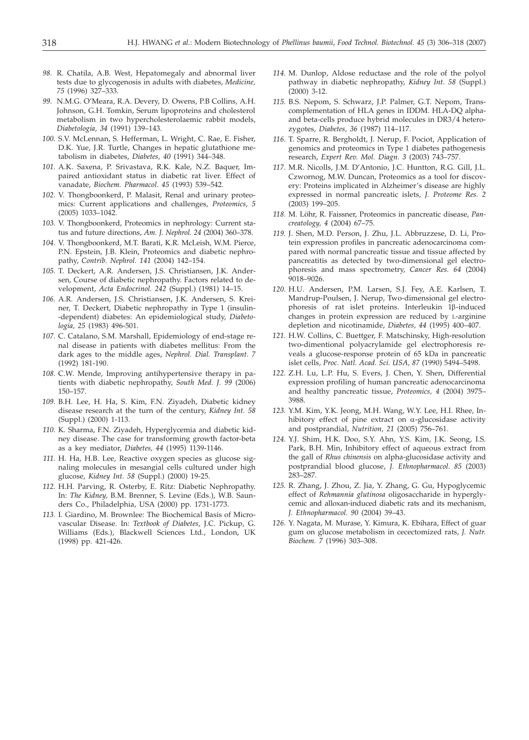98. R. Chatila, A.B. West, Hepatomegaly and abnormal liver tests due to glycogenosis in adults with diabetes, *Medicine, 75* (1996) 327–333.

99. N.M.G. O'Meara, R.A. Devery, D. Owens, P.B Collins, A.H. Johnson, G.H. Tomkin, Serum lipoproteins and cholesterol metabolism in two hypercholesterolaemic rabbit models, *Diabetologia, 34* (1991) 139–143.

100. S.V. McLennan, S. Hefferman, L. Wright, C. Rae, E. Fisher, D.K. Yue, J.R. Turtle, Changes in hepatic glutathione metabolism in diabetes, *Diabetes, 40* (1991) 344–348.

101. A.K. Saxena, P. Srivastava, R.K. Kale, N.Z. Baquer, Impaired antioxidant status in diabetic rat liver. Effect of vanadate, *Biochem. Pharmacol. 45* (1993) 539–542.

102. V. Thongboonkerd, P. Malasit, Renal and urinary proteomics: Current applications and challenges, *Proteomics, 5* (2005) 1033–1042.

103. V. Thongboonkerd, Proteomics in nephrology: Current status and future directions, *Am. J. Nephrol. 24* (2004) 360–378.

104. V. Thongboonkerd, M.T. Barati, K.R. McLeish, W.M. Pierce, P.N. Epstein, J.B. Klein, Proteomics and diabetic nephropathy, *Contrib. Nephrol. 141* (2004) 142–154.

105. T. Deckert, A.R. Andersen, J.S. Christiansen, J.K. Andersen, Course of diabetic nephropathy. Factors related to development, *Acta Endocrinol. 242* (Suppl.) (1981) 14–15.

106. A.R. Andersen, J.S. Christiansen, J.K. Andersen, S. Kreiner, T. Deckert, Diabetic nephropathy in Type 1 (insulin--dependent) diabetes: An epidemiological study, *Diabetologia, 25* (1983) 496-501.

107. C. Catalano, S.M. Marshall, Epidemiology of end-stage renal disease in patients with diabetes mellitus: From the dark ages to the middle ages, *Nephrol. Dial. Transplant. 7* (1992) 181-190.

108. C.W. Mende, Improving antihypertensive therapy in patients with diabetic nephropathy, *South Med. J. 99* (2006) 150–157.

109. B.H. Lee, H. Ha, S. Kim, F.N. Ziyadeh, Diabetic kidney disease research at the turn of the century, *Kidney Int. 58* (Suppl.) (2000) 1-113.

110. K. Sharma, F.N. Ziyadeh, Hyperglycemia and diabetic kidney disease. The case for transforming growth factor-beta as a key mediator, *Diabetes, 44* (1995) 1139-1146.

111. H. Ha, H.B. Lee, Reactive oxygen species as glucose signaling molecules in mesangial cells cultured under high glucose, *Kidney Int. 58* (Suppl.) (2000) 19-25.

112. H.H. Parving, R. Osterby, E. Ritz: Diabetic Nephropathy. In: *The Kidney*, B.M. Brenner, S. Levine (Eds.), W.B. Saunders Co., Philadelphia, USA (2000) pp. 1731-1773.

113. I. Giardino, M. Brownlee: The Biochemical Basis of Microvascular Disease. In: *Textbook of Diabetes*, J.C. Pickup, G. Williams (Eds.), Blackwell Sciences Ltd., London, UK (1998) pp. 421-426.

114. M. Dunlop, Aldose reductase and the role of the polyol pathway in diabetic nephropathy, *Kidney Int. 58* (Suppl.) (2000) 3-12.

115. B.S. Nepom, S. Schwarz, J.P. Palmer, G.T. Nepom, Transcomplementation of HLA genes in IDDM. HLA-DQ alpha- and beta-cells produce hybrid molecules in DR3/4 heterozygotes, *Diabetes, 36* (1987) 114–117.

116. T. Sparre, R. Bergholdt, J. Nerup, F. Pociot, Application of genomics and proteomics in Type 1 diabetes pathogenesis research, *Expert Rev. Mol. Diagn. 3* (2003) 743–757.

117. M.R. Nicolls, J.M. D'Antonio, J.C. Huntton, R.G. Gill, J.L. Czwornog, M.W. Duncan, Proteomics as a tool for discovery: Proteins implicated in Alzheimer's disease are highly expressed in normal pancreatic islets, *J. Proteome Res. 2* (2003) 199–205.

118. M. Löhr, R. Faissner, Proteomics in pancreatic disease, *Pancreatology, 4* (2004) 67–75.

119. J. Shen, M.D. Person, J. Zhu, J.L. Abbruzzese, D. Li, Protein expression profiles in pancreatic adenocarcinoma compared with normal pancreatic tissue and tissue affected by pancreatitis as detected by two-dimensional gel electrophoresis and mass spectrometry, *Cancer Res. 64* (2004) 9018–9026.

120. H.U. Andersen, P.M. Larsen, S.J. Fey, A.E. Karlsen, T. Mandrup-Poulsen, J. Nerup, Two-dimensional gel electrophoresis of rat islet proteins. Interleukin 1β-induced changes in protein expression are reduced by L-arginine depletion and nicotinamide, *Diabetes, 44* (1995) 400–407.

121. H.W. Collins, C. Buettger, F. Matschinsky, High-resolution two-dimentional polyacrylamide gel electrophoresis reveals a glucose-response protein of 65 kDa in pancreatic islet cells, *Proc. Natl. Acad. Sci. USA, 87* (1990) 5494–5498.

122. Z.H. Lu, L.P. Hu, S. Evers, J. Chen, Y. Shen, Differential expression profiling of human pancreatic adenocarcinoma and healthy pancreatic tissue, *Proteomics, 4* (2004) 3975–3988.

123. Y.M. Kim, Y.K. Jeong, M.H. Wang, W.Y. Lee, H.I. Rhee, Inhibitory effect of pine extract on α-glucosidase activity and postprandial, *Nutrition, 21* (2005) 756–761.

124. Y.J. Shim, H.K. Doo, S.Y. Ahn, Y.S. Kim, J.K. Seong, I.S. Park, B.H. Min, Inhibitory effect of aqueous extract from the gall of *Rhus chinensis* on alpha-glucosidase activity and postprandial blood glucose, *J. Ethnopharmacol. 85* (2003) 283–287.

125. R. Zhang, J. Zhou, Z. Jia, Y. Zhang, G. Gu, Hypoglycemic effect of *Rehmannia glutinosa* oligosaccharide in hyperglycemic and alloxan-induced diabetic rats and its mechanism, *J. Ethnopharmacol. 90* (2004) 39–43.

126. Y. Nagata, M. Murase, Y. Kimura, K. Ebihara, Effect of guar gum on glucose metabolism in cecectomized rats, *J. Nutr. Biochem. 7* (1996) 303–308.